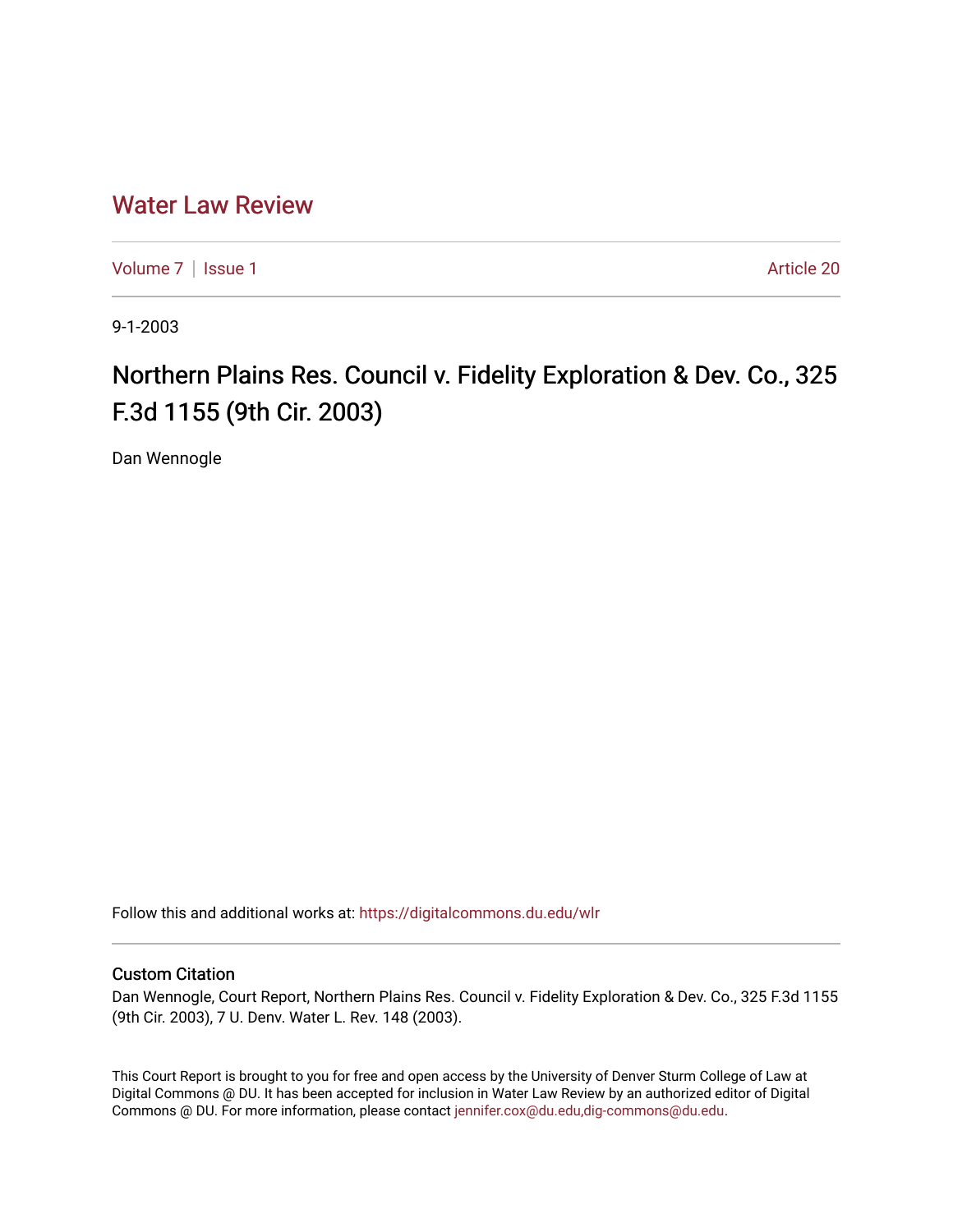# Water Law Review

Volume 7 | Issue 1 Article 20

9-1-2003

## Northern Plains Res. Council v. Fidelity Exploration & Dev. Co., 325 F.3d 1155 (9th Cir. 2003)

Dan Wennogle

Follow this and additional works at: https://digitalcommons.du.edu/wlr

### Custom Citation

Dan Wennogle, Court Report, Northern Plains Res. Council v. Fidelity Exploration & Dev. Co., 325 F.3d 1155 (9th Cir. 2003), 7 U. Denv. Water L. Rev. 148 (2003).

This Court Report is brought to you for free and open access by the University of Denver Sturm College of Law at Digital Commons @ DU. It has been accepted for inclusion in Water Law Review by an authorized editor of Digital Commons @ DU. For more information, please contact jennifer.cox@du.edu,dig-commons@du.edu.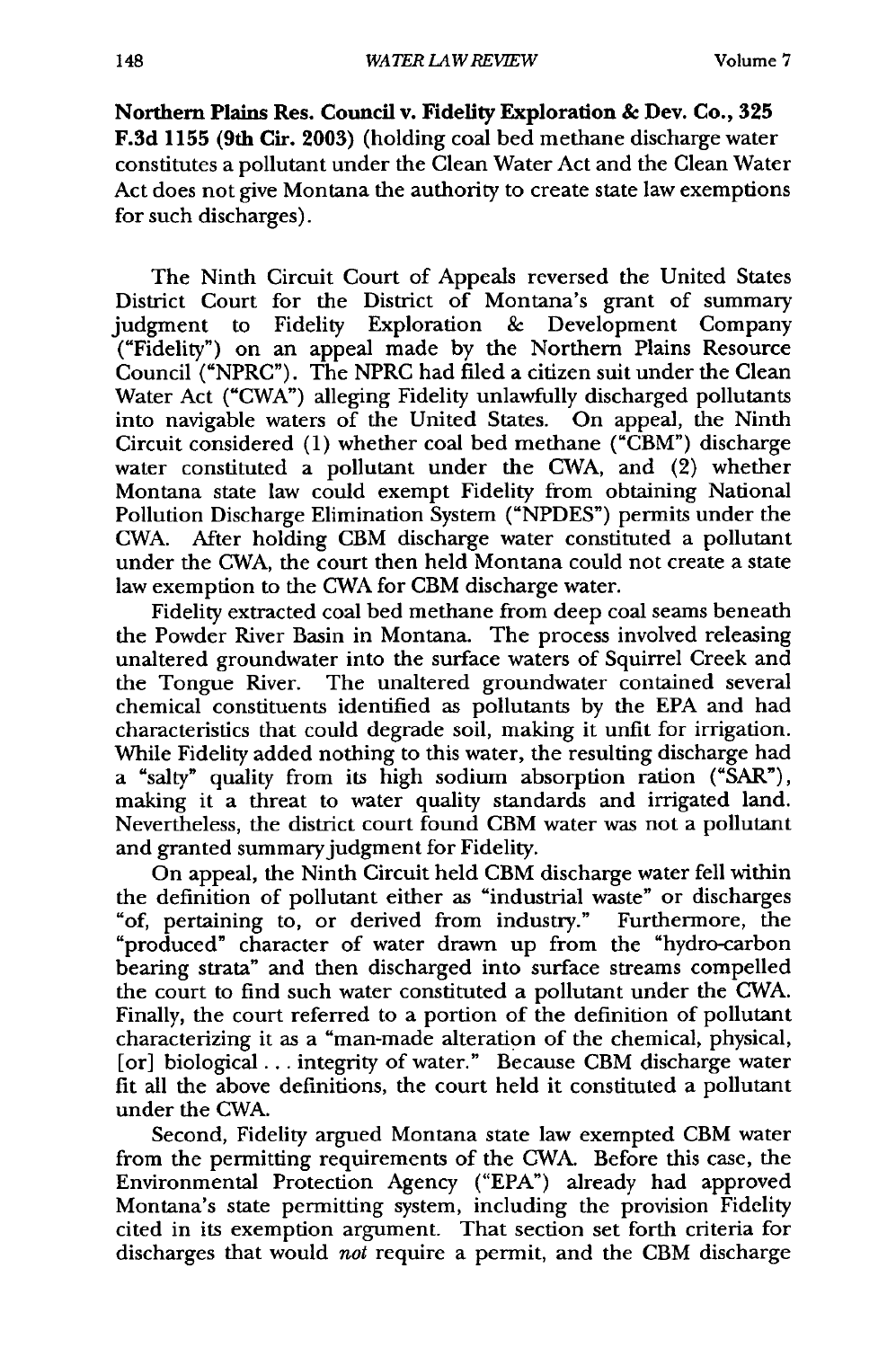**Northern Plains Res. Council v. Fidelity Exploration & Dev. Co., 325 F.3d 1155 (9th Cir. 2003)** (holding coal bed methane discharge water constitutes a pollutant under the Clean Water Act and the Clean Water Act does not give Montana the authority to create state law exemptions for such discharges).

The Ninth Circuit Court of Appeals reversed the United States District Court for the District of Montana's grant of summary judgment to Fidelity Exploration & Development Company ("Fidelity") on an appeal made by the Northern Plains Resource Council ("NPRC"). The NPRC had filed a citizen suit under the Clean Water Act ("CWA") alleging Fidelity unlawfully discharged pollutants into navigable waters of the United States. On appeal, the Ninth Circuit considered (1) whether coal bed methane ("CBM") discharge water constituted a pollutant under the CWA, and (2) whether Montana state law could exempt Fidelity from obtaining National Pollution Discharge Elimination System ("NPDES") permits under the CWA. After holding CBM discharge water constituted a pollutant under the CWA, the court then held Montana could not create a state law exemption to the CWA for CBM discharge water.

Fidelity extracted coal bed methane from deep coal seams beneath the Powder River Basin in Montana. The process involved releasing unaltered groundwater into the surface waters of Squirrel Creek and the Tongue River. The unaltered groundwater contained several chemical constituents identified as pollutants by the EPA and had characteristics that could degrade soil, making it unfit for irrigation. While Fidelity added nothing to this water, the resulting discharge had a "salty" quality from its high sodium absorption ration ("SAR"), making it a threat to water quality standards and irrigated land. Nevertheless, the district court found CBM water was not a pollutant and granted summary judgment for Fidelity.

On appeal, the Ninth Circuit held CBM discharge water fell within the definition of pollutant either as "industrial waste" or discharges "of, pertaining to, or derived from industry." Furthermore, the "produced" character of water drawn up from the "hydro-carbon bearing strata" and then discharged into surface streams compelled the court to find such water constituted a pollutant under the CWA. Finally, the court referred to a portion of the definition of pollutant characterizing it as a "man-made alteration of the chemical, physical, [or] biological . . . integrity of water." Because CBM discharge water fit all the above definitions, the court held it constituted a pollutant under the CWA.

Second, Fidelity argued Montana state law exempted CBM water from the permitting requirements of the CWA. Before this case, the Environmental Protection Agency ("EPA") already had approved Montana's state permitting system, including the provision Fidelity cited in its exemption argument. That section set forth criteria for discharges that would *not* require a permit, and the CBM discharge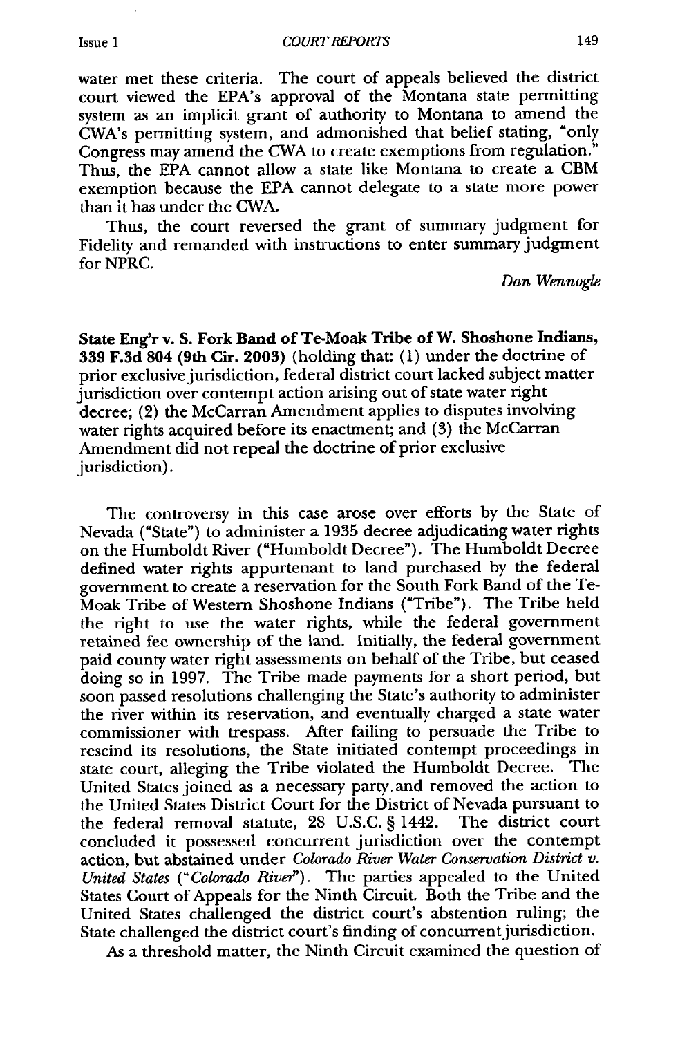water met these criteria. The court of appeals believed the district court viewed the EPA's approval of the Montana state permitting system as an implicit grant of authority to Montana to amend the CWA's permitting system, and admonished that belief stating, "only Congress may amend the CWA to create exemptions from regulation." Thus, the EPA cannot allow a state like Montana to create a CBM exemption because the EPA cannot delegate to a state more power than it has under the CWA.

Thus, the court reversed the grant of summary judgment for Fidelity and remanded with instructions to enter summary judgment for NPRC.

*Dan Wennogle*

**State Eng'r v. S. Fork Band of Te-Moak Tribe of W. Shoshone Indians, 339 F.3d 804 (9th Cir. 2003)** (holding that: (1) under the doctrine of prior exclusive jurisdiction, federal district court lacked subject matter jurisdiction over contempt action arising out of state water right decree; (2) the McCarran Amendment applies to disputes involving water rights acquired before its enactment; and (3) the McCarran Amendment did not repeal the doctrine of prior exclusive jurisdiction).

The controversy in this case arose over efforts by the State of Nevada ("State") to administer a 1935 decree adjudicating water rights on the Humboldt River ("Humboldt Decree"). The Humboldt Decree defined water rights appurtenant to land purchased by the federal government to create a reservation for the South Fork Band of the Te-Moak Tribe of Western Shoshone Indians ("Tribe"). The Tribe held the right to use the water rights, while the federal government retained fee ownership of the land. Initially, the federal government paid county water right assessments on behalf of the Tribe, but ceased doing so in 1997. The Tribe made payments for a short period, but soon passed resolutions challenging the State's authority to administer the river within its reservation, and eventually charged a state water commissioner with trespass. After failing to persuade the Tribe to rescind its resolutions, the State initiated contempt proceedings in state court, alleging the Tribe violated the Humboldt Decree. The United States joined as a necessary party and removed the action to the United States District Court for the District of Nevada pursuant to the federal removal statute, 28 U.S.C. § 1442. The district court concluded it possessed concurrent jurisdiction over the contempt action, but abstained under *Colorado River Water Conservation District v. United States* ("*Colorado River*"). The parties appealed to the United States Court of Appeals for the Ninth Circuit. Both the Tribe and the United States challenged the district court's abstention ruling; the State challenged the district court's finding of concurrent jurisdiction.

As a threshold matter, the Ninth Circuit examined the question of